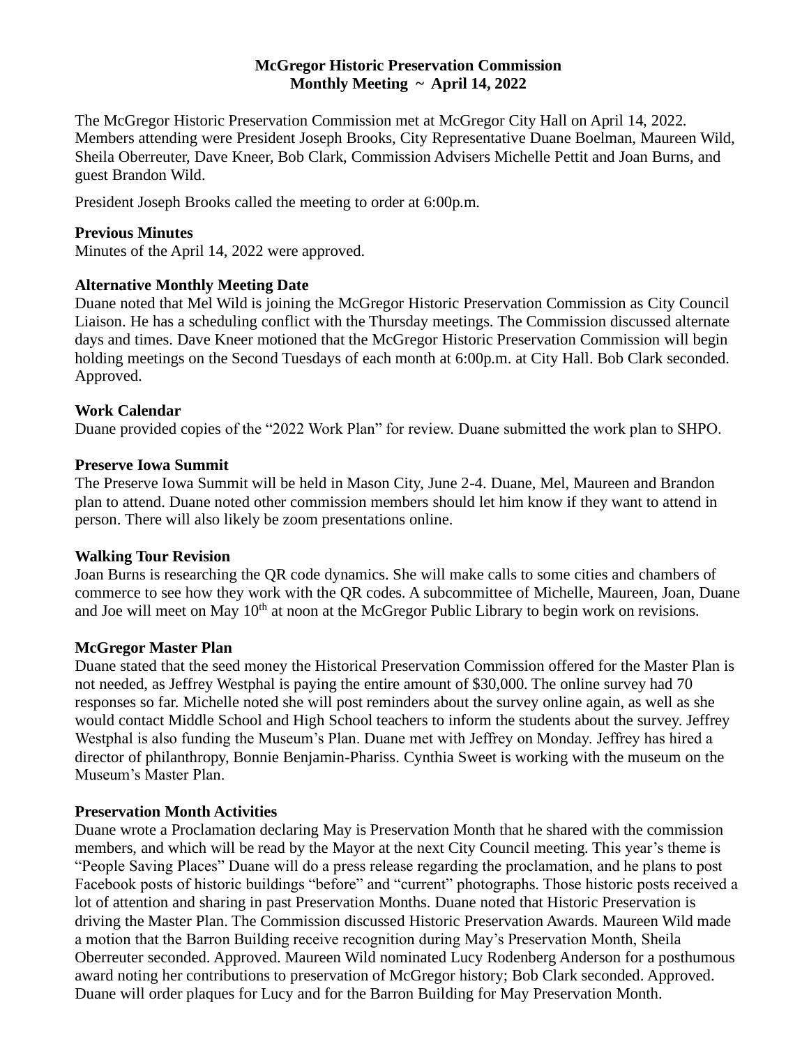# McGregor Historic Preservation Commission
## Monthly Meeting ~ April 14, 2022

The McGregor Historic Preservation Commission met at McGregor City Hall on April 14, 2022. Members attending were President Joseph Brooks, City Representative Duane Boelman, Maureen Wild, Sheila Oberreuter, Dave Kneer, Bob Clark, Commission Advisers Michelle Pettit and Joan Burns, and guest Brandon Wild.

President Joseph Brooks called the meeting to order at 6:00p.m.

**Previous Minutes**
Minutes of the April 14, 2022 were approved.

**Alternative Monthly Meeting Date**
Duane noted that Mel Wild is joining the McGregor Historic Preservation Commission as City Council Liaison. He has a scheduling conflict with the Thursday meetings. The Commission discussed alternate days and times. Dave Kneer motioned that the McGregor Historic Preservation Commission will begin holding meetings on the Second Tuesdays of each month at 6:00p.m. at City Hall. Bob Clark seconded. Approved.

**Work Calendar**
Duane provided copies of the "2022 Work Plan" for review. Duane submitted the work plan to SHPO.

**Preserve Iowa Summit**
The Preserve Iowa Summit will be held in Mason City, June 2-4. Duane, Mel, Maureen and Brandon plan to attend. Duane noted other commission members should let him know if they want to attend in person. There will also likely be zoom presentations online.

**Walking Tour Revision**
Joan Burns is researching the QR code dynamics. She will make calls to some cities and chambers of commerce to see how they work with the QR codes. A subcommittee of Michelle, Maureen, Joan, Duane and Joe will meet on May 10th at noon at the McGregor Public Library to begin work on revisions.

**McGregor Master Plan**
Duane stated that the seed money the Historical Preservation Commission offered for the Master Plan is not needed, as Jeffrey Westphal is paying the entire amount of $30,000. The online survey had 70 responses so far. Michelle noted she will post reminders about the survey online again, as well as she would contact Middle School and High School teachers to inform the students about the survey. Jeffrey Westphal is also funding the Museum's Plan. Duane met with Jeffrey on Monday. Jeffrey has hired a director of philanthropy, Bonnie Benjamin-Phariss. Cynthia Sweet is working with the museum on the Museum's Master Plan.

**Preservation Month Activities**
Duane wrote a Proclamation declaring May is Preservation Month that he shared with the commission members, and which will be read by the Mayor at the next City Council meeting. This year's theme is "People Saving Places" Duane will do a press release regarding the proclamation, and he plans to post Facebook posts of historic buildings "before" and "current" photographs. Those historic posts received a lot of attention and sharing in past Preservation Months. Duane noted that Historic Preservation is driving the Master Plan. The Commission discussed Historic Preservation Awards. Maureen Wild made a motion that the Barron Building receive recognition during May's Preservation Month, Sheila Oberreuter seconded. Approved. Maureen Wild nominated Lucy Rodenberg Anderson for a posthumous award noting her contributions to preservation of McGregor history; Bob Clark seconded. Approved. Duane will order plaques for Lucy and for the Barron Building for May Preservation Month.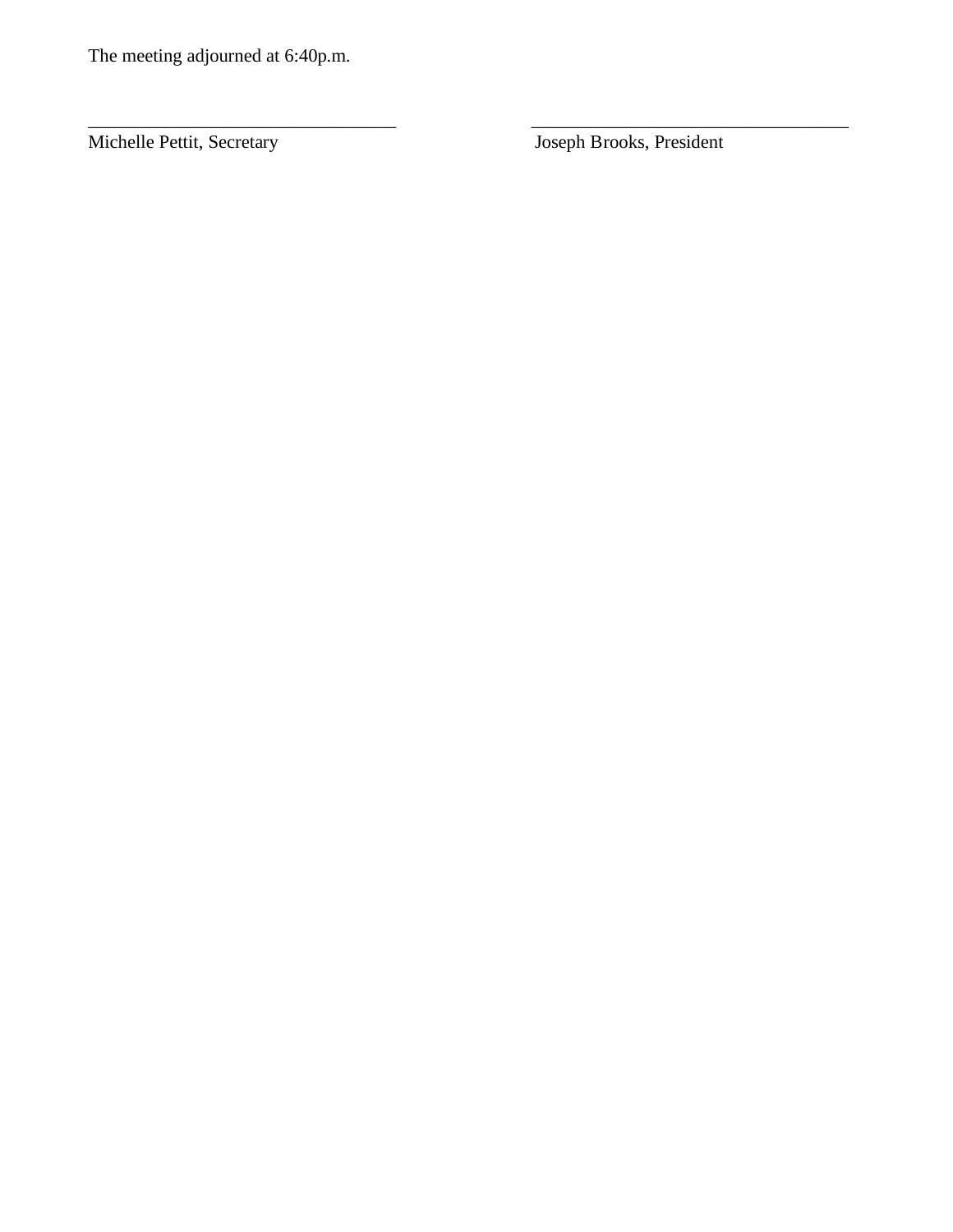The meeting adjourned at 6:40p.m.

| | |
|---|---|
| ___________________________________ | ___________________________________ |
| Michelle Pettit, Secretary | Joseph Brooks, President |